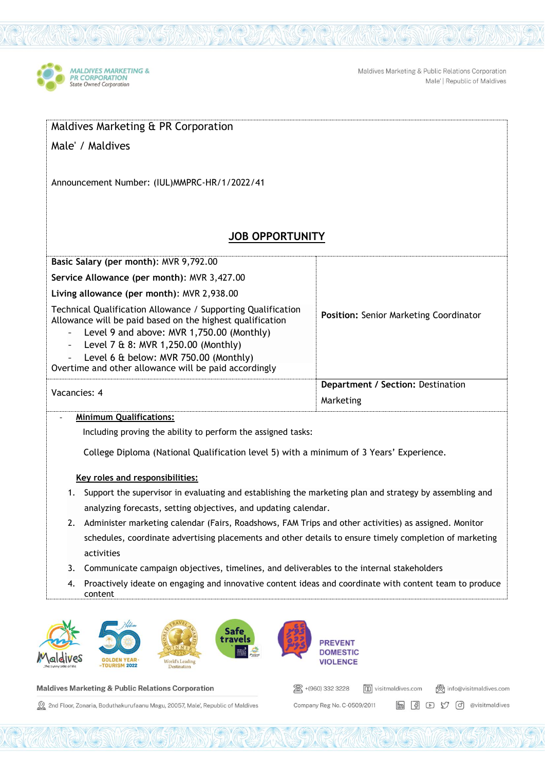Maldives Marketing & PR Corporation

Male' / Maldives

Announcement Number: (IUL)MMPRC-HR/1/2022/41

## JOB OPPORTUNITY

| | |
|---|---|
| **Basic Salary (per month)**: MVR 9,792.00<br>**Service Allowance (per month)**: MVR 3,427.00<br>**Living allowance (per month)**: MVR 2,938.00<br>Technical Qualification Allowance / Supporting Qualification Allowance will be paid based on the highest qualification<br>- Level 9 and above: MVR 1,750.00 (Monthly)<br>- Level 7 & 8: MVR 1,250.00 (Monthly)<br>- Level 6 & below: MVR 750.00 (Monthly)<br>Overtime and other allowance will be paid accordingly | **Position:** Senior Marketing Coordinator |
| Vacancies: 4 | **Department / Section:** Destination Marketing |

- **Minimum Qualifications:**

  Including proving the ability to perform the assigned tasks:

  College Diploma (National Qualification level 5) with a minimum of 3 Years' Experience.

**Key roles and responsibilities:**

1. Support the supervisor in evaluating and establishing the marketing plan and strategy by assembling and analyzing forecasts, setting objectives, and updating calendar.
2. Administer marketing calendar (Fairs, Roadshows, FAM Trips and other activities) as assigned. Monitor schedules, coordinate advertising placements and other details to ensure timely completion of marketing activities
3. Communicate campaign objectives, timelines, and deliverables to the internal stakeholders
4. Proactively ideate on engaging and innovative content ideas and coordinate with content team to produce content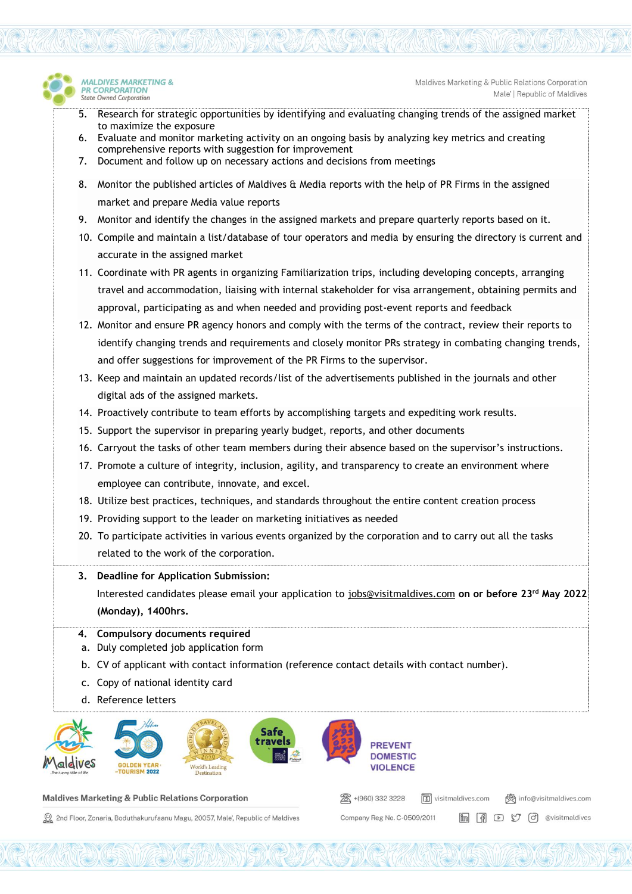5. Research for strategic opportunities by identifying and evaluating changing trends of the assigned market to maximize the exposure
6. Evaluate and monitor marketing activity on an ongoing basis by analyzing key metrics and creating comprehensive reports with suggestion for improvement
7. Document and follow up on necessary actions and decisions from meetings
8. Monitor the published articles of Maldives & Media reports with the help of PR Firms in the assigned market and prepare Media value reports
9. Monitor and identify the changes in the assigned markets and prepare quarterly reports based on it.
10. Compile and maintain a list/database of tour operators and media by ensuring the directory is current and accurate in the assigned market
11. Coordinate with PR agents in organizing Familiarization trips, including developing concepts, arranging travel and accommodation, liaising with internal stakeholder for visa arrangement, obtaining permits and approval, participating as and when needed and providing post-event reports and feedback
12. Monitor and ensure PR agency honors and comply with the terms of the contract, review their reports to identify changing trends and requirements and closely monitor PRs strategy in combating changing trends, and offer suggestions for improvement of the PR Firms to the supervisor.
13. Keep and maintain an updated records/list of the advertisements published in the journals and other digital ads of the assigned markets.
14. Proactively contribute to team efforts by accomplishing targets and expediting work results.
15. Support the supervisor in preparing yearly budget, reports, and other documents
16. Carryout the tasks of other team members during their absence based on the supervisor's instructions.
17. Promote a culture of integrity, inclusion, agility, and transparency to create an environment where employee can contribute, innovate, and excel.
18. Utilize best practices, techniques, and standards throughout the entire content creation process
19. Providing support to the leader on marketing initiatives as needed
20. To participate activities in various events organized by the corporation and to carry out all the tasks related to the work of the corporation.

**3. Deadline for Application Submission:**

Interested candidates please email your application to jobs@visitmaldives.com **on or before 23rd May 2022 (Monday), 1400hrs.**

**4. Compulsory documents required**

a. Duly completed job application form
b. CV of applicant with contact information (reference contact details with contact number).
c. Copy of national identity card
d. Reference letters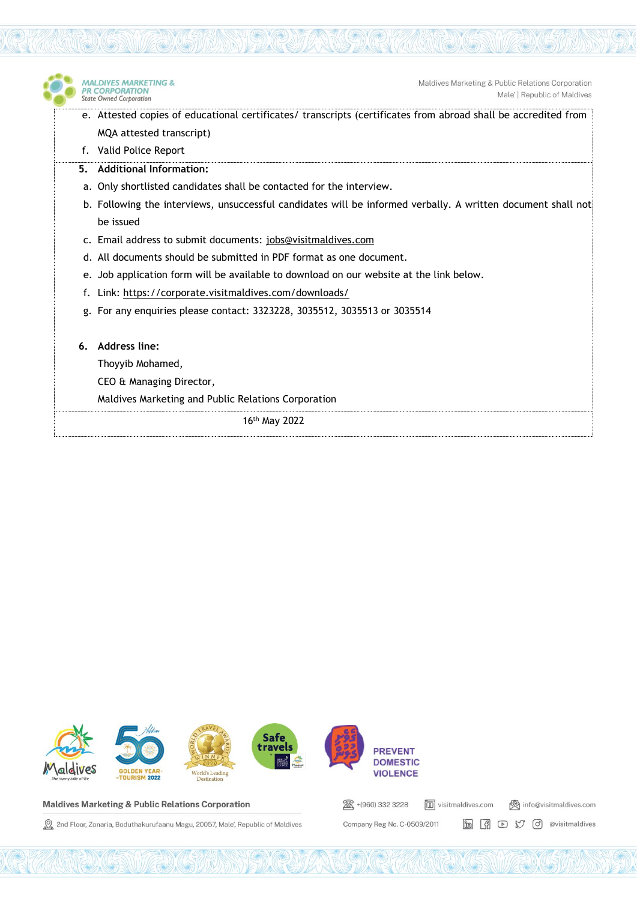e. Attested copies of educational certificates/ transcripts (certificates from abroad shall be accredited from MQA attested transcript)

f. Valid Police Report

**5. Additional Information:**

a. Only shortlisted candidates shall be contacted for the interview.

b. Following the interviews, unsuccessful candidates will be informed verbally. A written document shall not be issued

c. Email address to submit documents: jobs@visitmaldives.com

d. All documents should be submitted in PDF format as one document.

e. Job application form will be available to download on our website at the link below.

f. Link: https://corporate.visitmaldives.com/downloads/

g. For any enquiries please contact: 3323228, 3035512, 3035513 or 3035514

**6. Address line:**

Thoyyib Mohamed,
CEO & Managing Director,
Maldives Marketing and Public Relations Corporation

16th May 2022